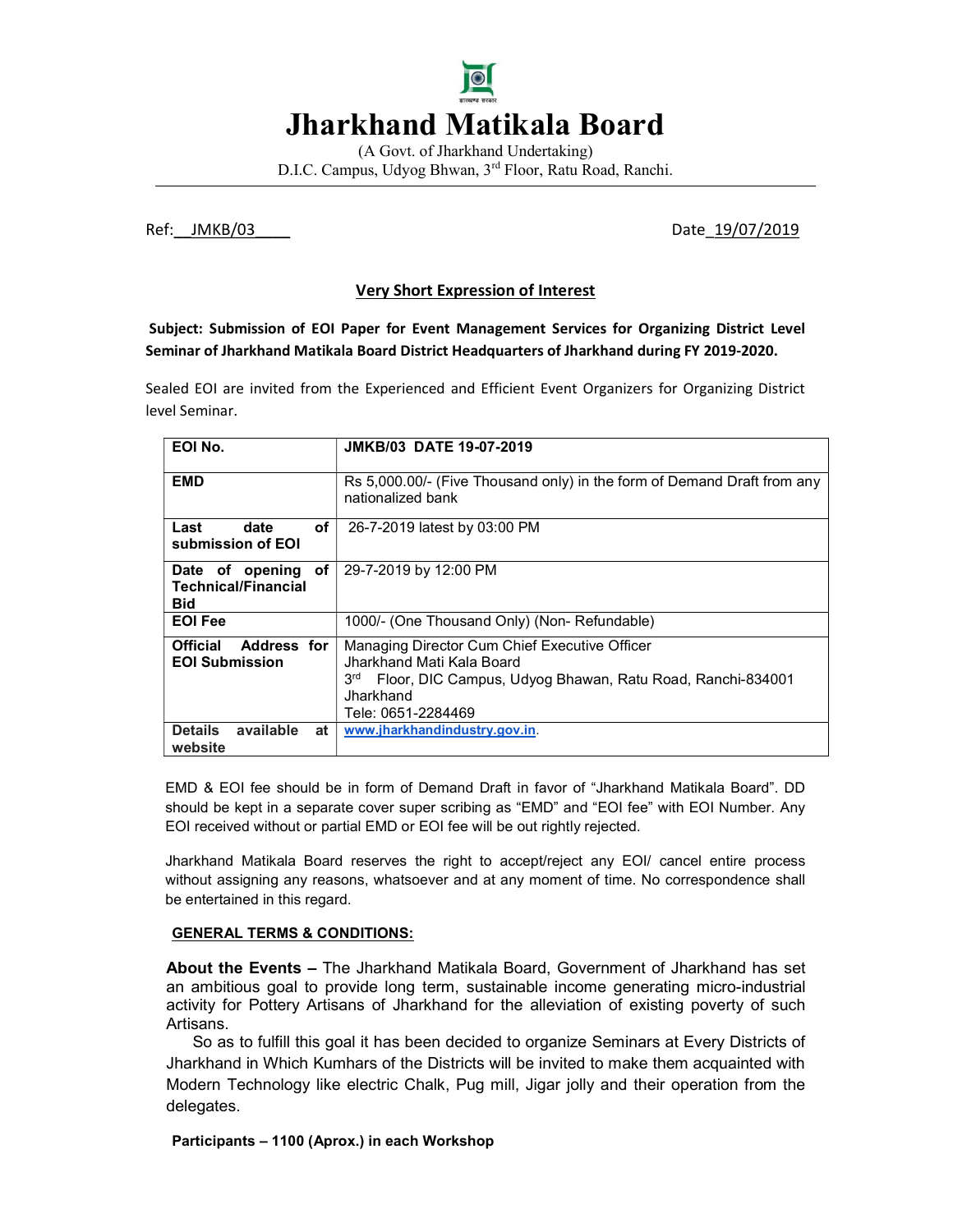# Jharkhand Matikala Board

(A Govt. of Jharkhand Undertaking)
D.I.C. Campus, Udyog Bhwan, 3rd Floor, Ratu Road, Ranchi.

Ref: JMKB/03 Date 19/07/2019

## Very Short Expression of Interest

**Subject: Submission of EOI Paper for Event Management Services for Organizing District Level Seminar of Jharkhand Matikala Board District Headquarters of Jharkhand during FY 2019-2020.**

Sealed EOI are invited from the Experienced and Efficient Event Organizers for Organizing District level Seminar.

| **EOI No.** | **JMKB/03 DATE 19-07-2019** |
|---|---|
| **EMD** | Rs 5,000.00/- (Five Thousand only) in the form of Demand Draft from any nationalized bank |
| **Last date of submission of EOI** | 26-7-2019 latest by 03:00 PM |
| **Date of opening of Technical/Financial Bid** | 29-7-2019 by 12:00 PM |
| **EOI Fee** | 1000/- (One Thousand Only) (Non- Refundable) |
| **Official Address for EOI Submission** | Managing Director Cum Chief Executive Officer<br>Jharkhand Mati Kala Board<br>3rd Floor, DIC Campus, Udyog Bhawan, Ratu Road, Ranchi-834001 Jharkhand<br>Tele: 0651-2284469 |
| **Details available at website** | www.jharkhandindustry.gov.in. |

EMD & EOI fee should be in form of Demand Draft in favor of "Jharkhand Matikala Board". DD should be kept in a separate cover super scribing as "EMD" and "EOI fee" with EOI Number. Any EOI received without or partial EMD or EOI fee will be out rightly rejected.

Jharkhand Matikala Board reserves the right to accept/reject any EOI/ cancel entire process without assigning any reasons, whatsoever and at any moment of time. No correspondence shall be entertained in this regard.

### GENERAL TERMS & CONDITIONS:

**About the Events –** The Jharkhand Matikala Board, Government of Jharkhand has set an ambitious goal to provide long term, sustainable income generating micro-industrial activity for Pottery Artisans of Jharkhand for the alleviation of existing poverty of such Artisans.

So as to fulfill this goal it has been decided to organize Seminars at Every Districts of Jharkhand in Which Kumhars of the Districts will be invited to make them acquainted with Modern Technology like electric Chalk, Pug mill, Jigar jolly and their operation from the delegates.

**Participants – 1100 (Aprox.) in each Workshop**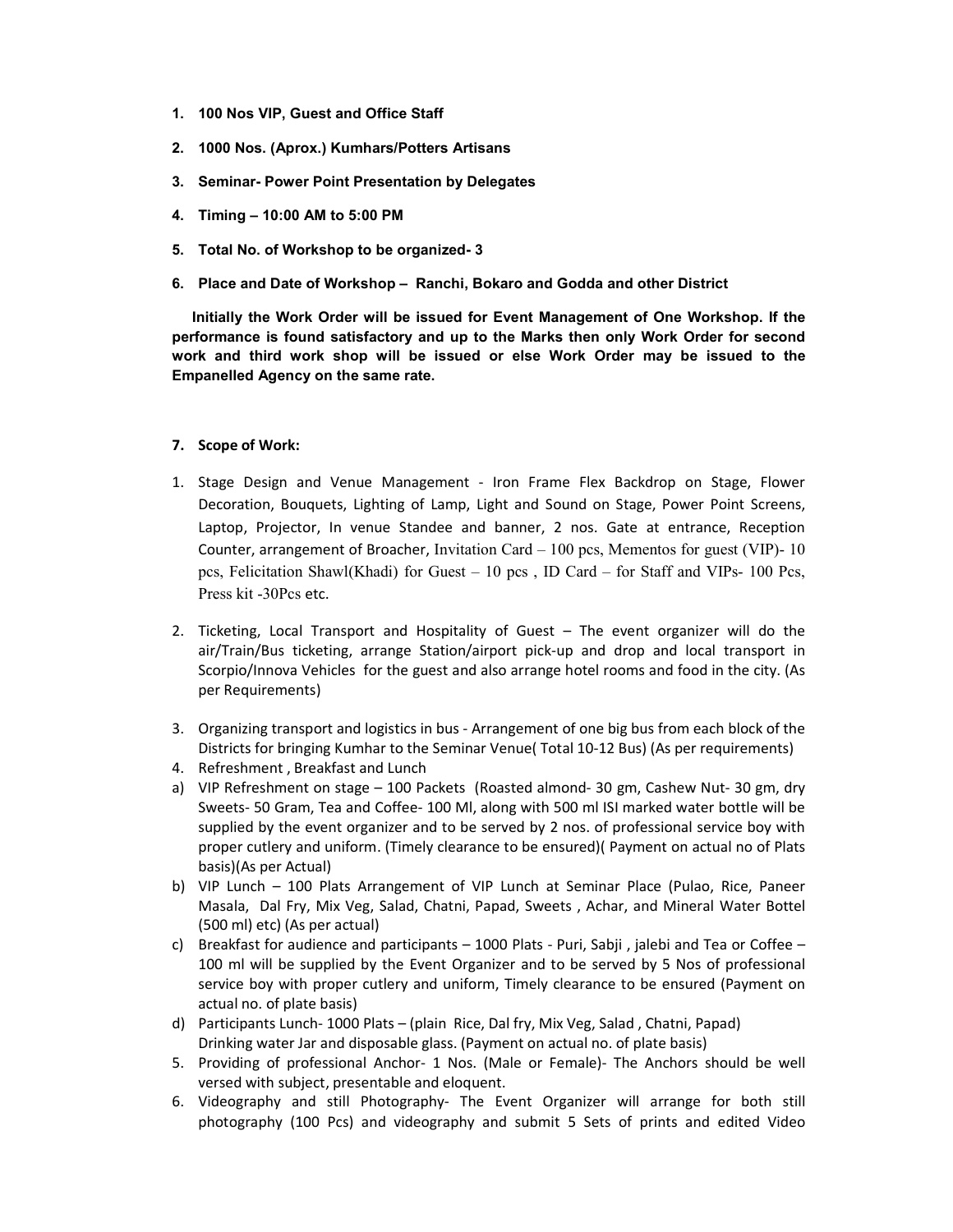1. **100 Nos VIP, Guest and Office Staff**
2. **1000 Nos. (Aprox.) Kumhars/Potters Artisans**
3. **Seminar- Power Point Presentation by Delegates**
4. **Timing – 10:00 AM to 5:00 PM**
5. **Total No. of Workshop to be organized- 3**
6. **Place and Date of Workshop – Ranchi, Bokaro and Godda and other District**

**Initially the Work Order will be issued for Event Management of One Workshop. If the performance is found satisfactory and up to the Marks then only Work Order for second work and third work shop will be issued or else Work Order may be issued to the Empanelled Agency on the same rate.**

7. **Scope of Work:**

1. Stage Design and Venue Management - Iron Frame Flex Backdrop on Stage, Flower Decoration, Bouquets, Lighting of Lamp, Light and Sound on Stage, Power Point Screens, Laptop, Projector, In venue Standee and banner, 2 nos. Gate at entrance, Reception Counter, arrangement of Broacher, Invitation Card – 100 pcs, Mementos for guest (VIP)- 10 pcs, Felicitation Shawl(Khadi) for Guest – 10 pcs , ID Card – for Staff and VIPs- 100 Pcs, Press kit -30Pcs etc.

2. Ticketing, Local Transport and Hospitality of Guest – The event organizer will do the air/Train/Bus ticketing, arrange Station/airport pick-up and drop and local transport in Scorpio/Innova Vehicles for the guest and also arrange hotel rooms and food in the city. (As per Requirements)

3. Organizing transport and logistics in bus - Arrangement of one big bus from each block of the Districts for bringing Kumhar to the Seminar Venue( Total 10-12 Bus) (As per requirements)
4. Refreshment , Breakfast and Lunch

a) VIP Refreshment on stage – 100 Packets (Roasted almond- 30 gm, Cashew Nut- 30 gm, dry Sweets- 50 Gram, Tea and Coffee- 100 Ml, along with 500 ml ISI marked water bottle will be supplied by the event organizer and to be served by 2 nos. of professional service boy with proper cutlery and uniform. (Timely clearance to be ensured)( Payment on actual no of Plats basis)(As per Actual)
b) VIP Lunch – 100 Plats Arrangement of VIP Lunch at Seminar Place (Pulao, Rice, Paneer Masala, Dal Fry, Mix Veg, Salad, Chatni, Papad, Sweets , Achar, and Mineral Water Bottel (500 ml) etc) (As per actual)
c) Breakfast for audience and participants – 1000 Plats - Puri, Sabji , jalebi and Tea or Coffee – 100 ml will be supplied by the Event Organizer and to be served by 5 Nos of professional service boy with proper cutlery and uniform, Timely clearance to be ensured (Payment on actual no. of plate basis)
d) Participants Lunch- 1000 Plats – (plain Rice, Dal fry, Mix Veg, Salad , Chatni, Papad) Drinking water Jar and disposable glass. (Payment on actual no. of plate basis)

5. Providing of professional Anchor- 1 Nos. (Male or Female)- The Anchors should be well versed with subject, presentable and eloquent.
6. Videography and still Photography- The Event Organizer will arrange for both still photography (100 Pcs) and videography and submit 5 Sets of prints and edited Video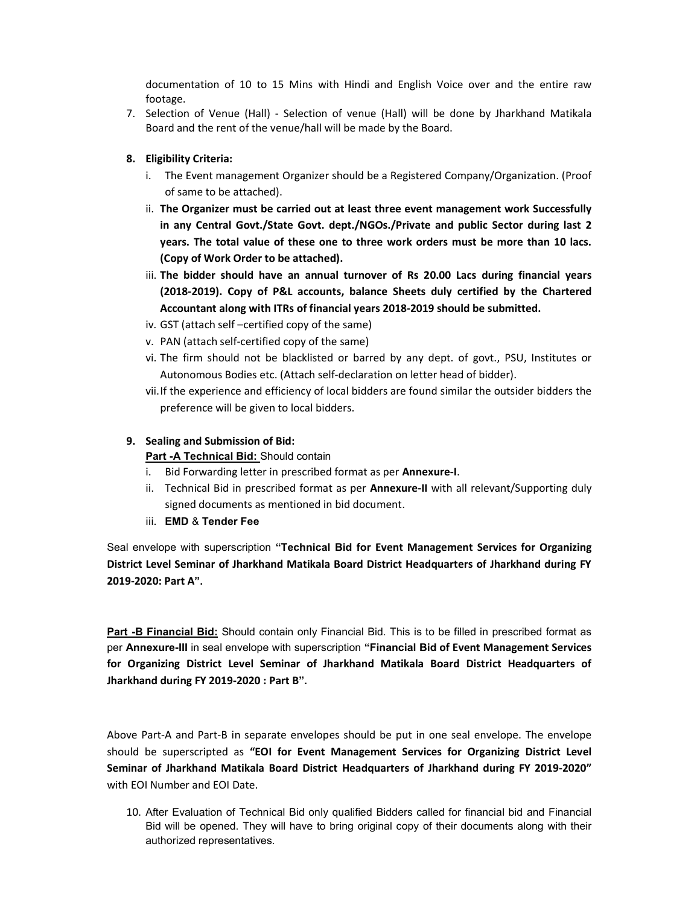documentation of 10 to 15 Mins with Hindi and English Voice over and the entire raw footage.

7. Selection of Venue (Hall) - Selection of venue (Hall) will be done by Jharkhand Matikala Board and the rent of the venue/hall will be made by the Board.

8. **Eligibility Criteria:**
   i. The Event management Organizer should be a Registered Company/Organization. (Proof of same to be attached).
   ii. **The Organizer must be carried out at least three event management work Successfully in any Central Govt./State Govt. dept./NGOs./Private and public Sector during last 2 years. The total value of these one to three work orders must be more than 10 lacs. (Copy of Work Order to be attached).**
   iii. **The bidder should have an annual turnover of Rs 20.00 Lacs during financial years (2018-2019). Copy of P&L accounts, balance Sheets duly certified by the Chartered Accountant along with ITRs of financial years 2018-2019 should be submitted.**
   iv. GST (attach self –certified copy of the same)
   v. PAN (attach self-certified copy of the same)
   vi. The firm should not be blacklisted or barred by any dept. of govt., PSU, Institutes or Autonomous Bodies etc. (Attach self-declaration on letter head of bidder).
   vii. If the experience and efficiency of local bidders are found similar the outsider bidders the preference will be given to local bidders.

9. **Sealing and Submission of Bid:**

   **Part -A Technical Bid:** Should contain
   i. Bid Forwarding letter in prescribed format as per **Annexure-I**.
   ii. Technical Bid in prescribed format as per **Annexure-II** with all relevant/Supporting duly signed documents as mentioned in bid document.
   iii. **EMD** & **Tender Fee**

Seal envelope with superscription **"Technical Bid for Event Management Services for Organizing District Level Seminar of Jharkhand Matikala Board District Headquarters of Jharkhand during FY 2019-2020: Part A".**

**Part -B Financial Bid:** Should contain only Financial Bid. This is to be filled in prescribed format as per **Annexure-III** in seal envelope with superscription **"Financial Bid of Event Management Services for Organizing District Level Seminar of Jharkhand Matikala Board District Headquarters of Jharkhand during FY 2019-2020 : Part B".**

Above Part-A and Part-B in separate envelopes should be put in one seal envelope. The envelope should be superscripted as **"EOI for Event Management Services for Organizing District Level Seminar of Jharkhand Matikala Board District Headquarters of Jharkhand during FY 2019-2020"** with EOI Number and EOI Date.

10. After Evaluation of Technical Bid only qualified Bidders called for financial bid and Financial Bid will be opened. They will have to bring original copy of their documents along with their authorized representatives.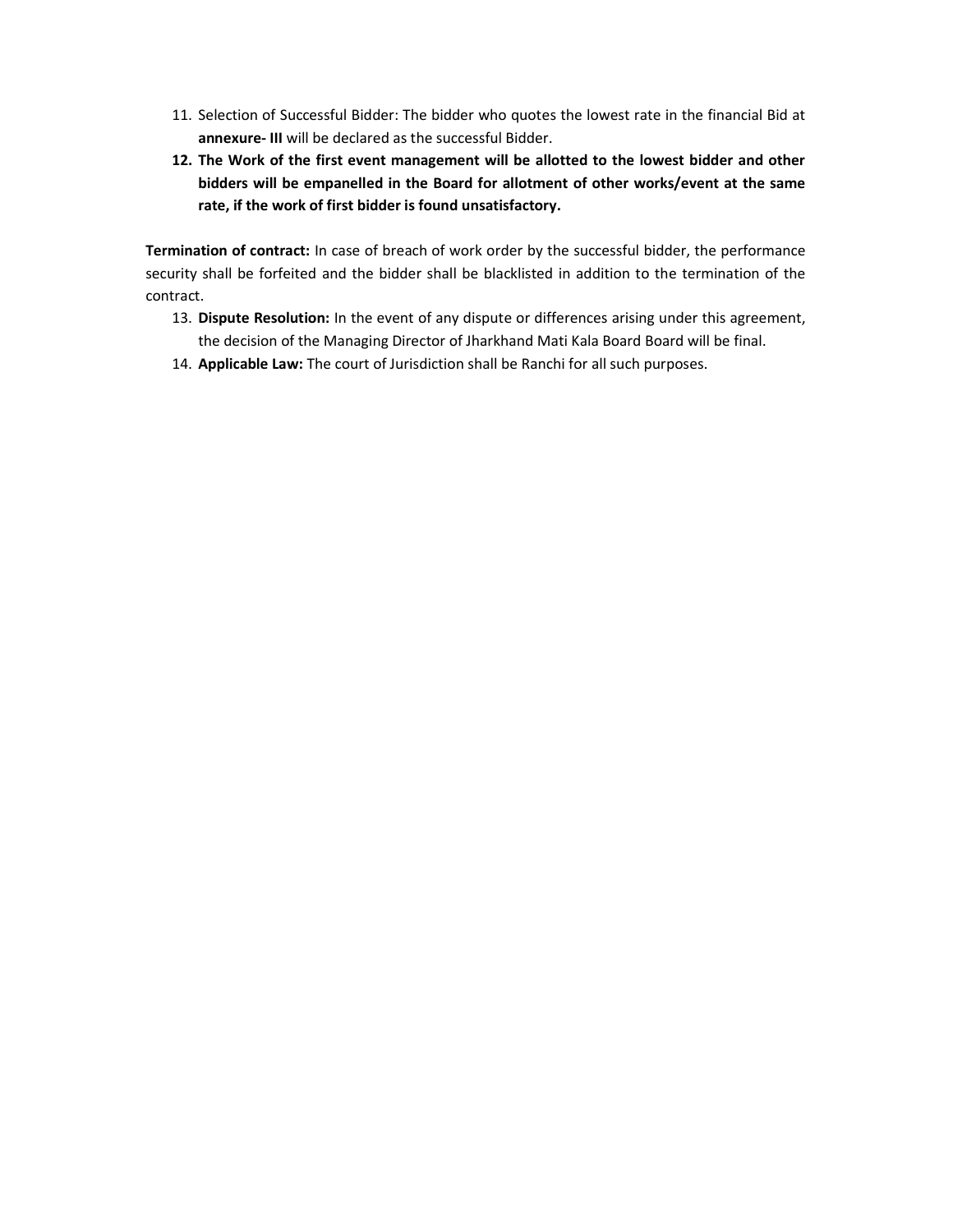11. Selection of Successful Bidder: The bidder who quotes the lowest rate in the financial Bid at **annexure- III** will be declared as the successful Bidder.
12. **The Work of the first event management will be allotted to the lowest bidder and other bidders will be empanelled in the Board for allotment of other works/event at the same rate, if the work of first bidder is found unsatisfactory.**

**Termination of contract:** In case of breach of work order by the successful bidder, the performance security shall be forfeited and the bidder shall be blacklisted in addition to the termination of the contract.

13. **Dispute Resolution:** In the event of any dispute or differences arising under this agreement, the decision of the Managing Director of Jharkhand Mati Kala Board Board will be final.
14. **Applicable Law:** The court of Jurisdiction shall be Ranchi for all such purposes.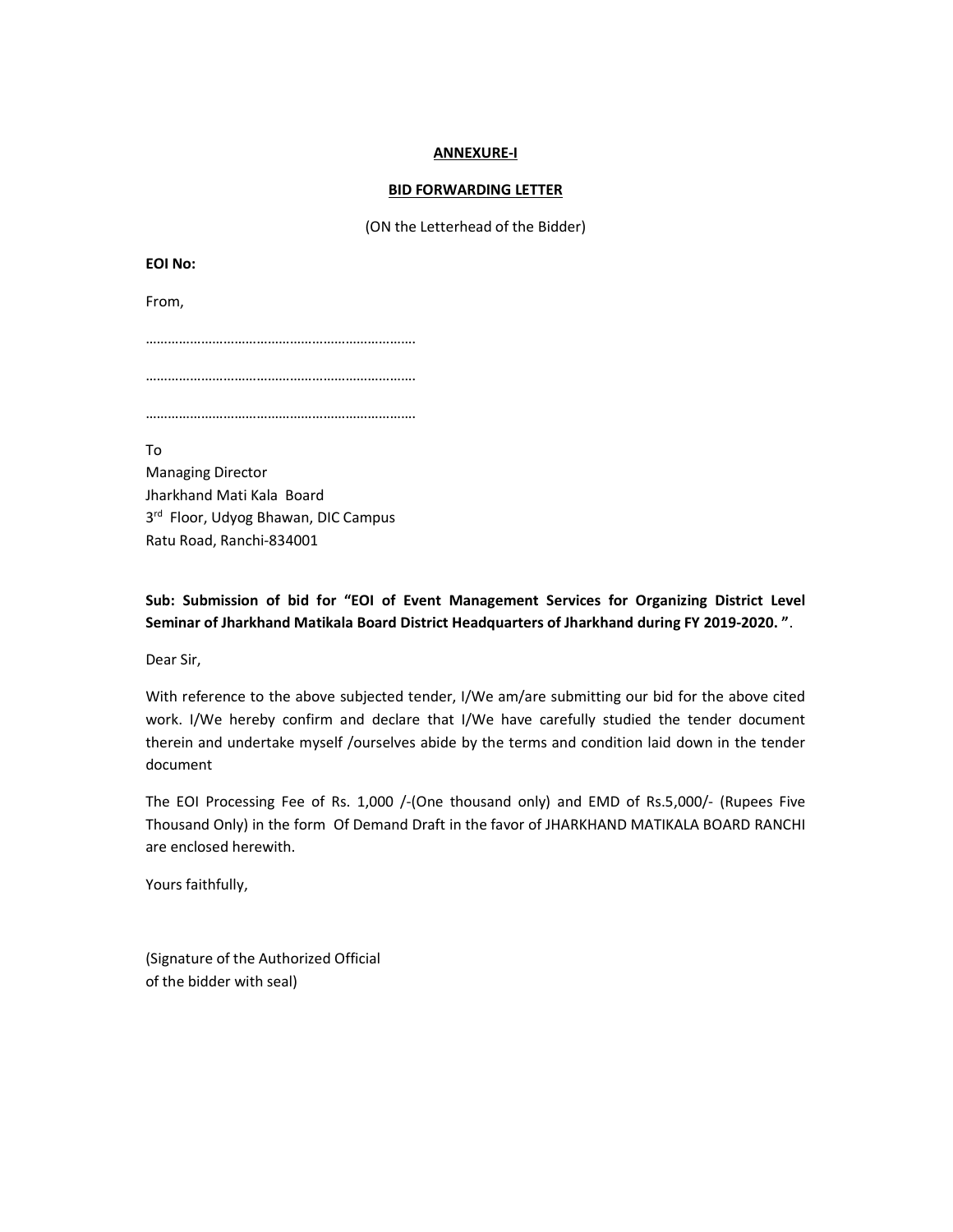**ANNEXURE-I**

**BID FORWARDING LETTER**

(ON the Letterhead of the Bidder)

**EOI No:**

From,

………………………………………………………………

………………………………………………………………

………………………………………………………………

To
Managing Director
Jharkhand Mati Kala Board
3rd Floor, Udyog Bhawan, DIC Campus
Ratu Road, Ranchi-834001

**Sub: Submission of bid for "EOI of Event Management Services for Organizing District Level Seminar of Jharkhand Matikala Board District Headquarters of Jharkhand during FY 2019-2020. "**.

Dear Sir,

With reference to the above subjected tender, I/We am/are submitting our bid for the above cited work. I/We hereby confirm and declare that I/We have carefully studied the tender document therein and undertake myself /ourselves abide by the terms and condition laid down in the tender document

The EOI Processing Fee of Rs. 1,000 /-(One thousand only) and EMD of Rs.5,000/- (Rupees Five Thousand Only) in the form Of Demand Draft in the favor of JHARKHAND MATIKALA BOARD RANCHI are enclosed herewith.

Yours faithfully,

(Signature of the Authorized Official
of the bidder with seal)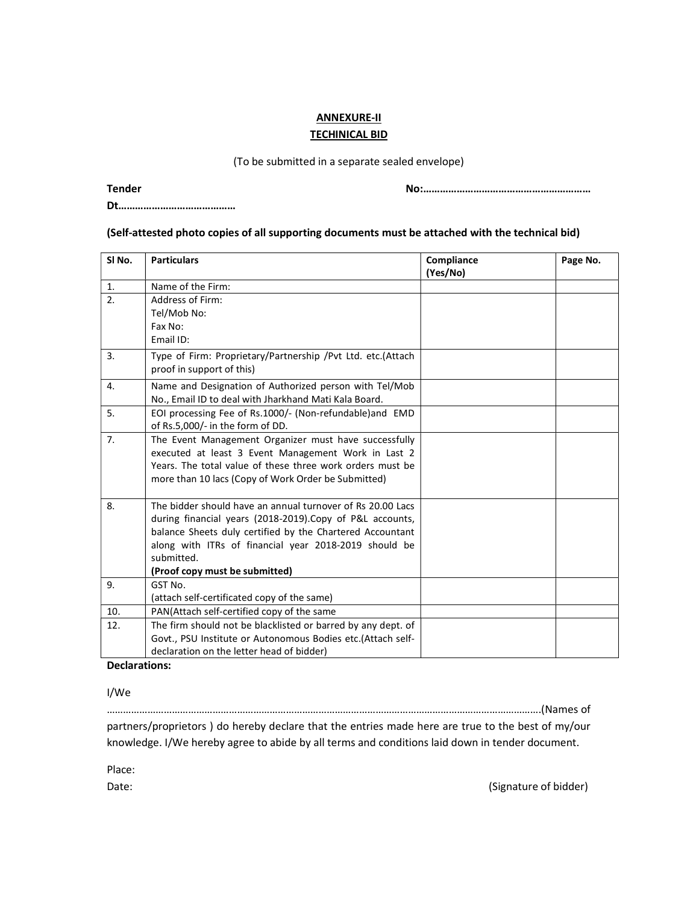## ANNEXURE-II
## TECHINICAL BID

(To be submitted in a separate sealed envelope)

**Tender No:…………………………………………………… Dt……………………………………**

**(Self-attested photo copies of all supporting documents must be attached with the technical bid)**

| Sl No. | Particulars | Compliance (Yes/No) | Page No. |
|---|---|---|---|
| 1. | Name of the Firm: | | |
| 2. | Address of Firm:<br>Tel/Mob No:<br>Fax No:<br>Email ID: | | |
| 3. | Type of Firm: Proprietary/Partnership /Pvt Ltd. etc.(Attach proof in support of this) | | |
| 4. | Name and Designation of Authorized person with Tel/Mob No., Email ID to deal with Jharkhand Mati Kala Board. | | |
| 5. | EOI processing Fee of Rs.1000/- (Non-refundable)and EMD of Rs.5,000/- in the form of DD. | | |
| 7. | The Event Management Organizer must have successfully executed at least 3 Event Management Work in Last 2 Years. The total value of these three work orders must be more than 10 lacs (Copy of Work Order be Submitted) | | |
| 8. | The bidder should have an annual turnover of Rs 20.00 Lacs during financial years (2018-2019).Copy of P&L accounts, balance Sheets duly certified by the Chartered Accountant along with ITRs of financial year 2018-2019 should be submitted.<br>**(Proof copy must be submitted)** | | |
| 9. | GST No.<br>(attach self-certificated copy of the same) | | |
| 10. | PAN(Attach self-certified copy of the same | | |
| 12. | The firm should not be blacklisted or barred by any dept. of Govt., PSU Institute or Autonomous Bodies etc.(Attach self-declaration on the letter head of bidder) | | |

**Declarations:**

I/We

……………………………………………………………………………………………………………………………………………….(Names of partners/proprietors ) do hereby declare that the entries made here are true to the best of my/our knowledge. I/We hereby agree to abide by all terms and conditions laid down in tender document.

Place:

Date: (Signature of bidder)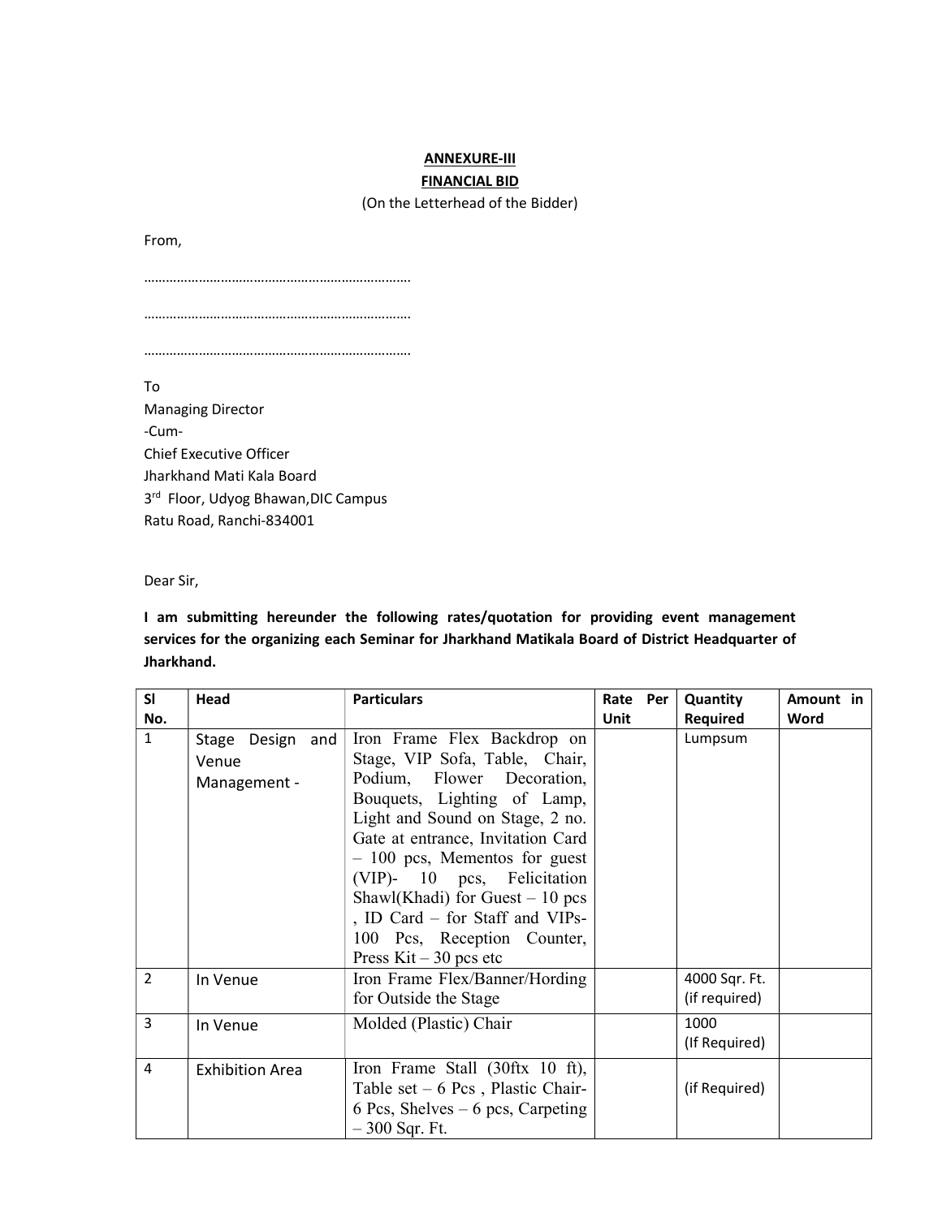**ANNEXURE-III**

**FINANCIAL BID**

(On the Letterhead of the Bidder)

From,

………………………………………………………………

………………………………………………………………

………………………………………………………………

To
Managing Director
-Cum-
Chief Executive Officer
Jharkhand Mati Kala Board
3rd Floor, Udyog Bhawan,DIC Campus
Ratu Road, Ranchi-834001

Dear Sir,

**I am submitting hereunder the following rates/quotation for providing event management services for the organizing each Seminar for Jharkhand Matikala Board of District Headquarter of Jharkhand.**

| Sl No. | Head | Particulars | Rate Per Unit | Quantity Required | Amount in Word |
|---|---|---|---|---|---|
| 1 | Stage Design and Venue Management - | Iron Frame Flex Backdrop on Stage, VIP Sofa, Table, Chair, Podium, Flower Decoration, Bouquets, Lighting of Lamp, Light and Sound on Stage, 2 no. Gate at entrance, Invitation Card – 100 pcs, Mementos for guest (VIP)- 10 pcs, Felicitation Shawl(Khadi) for Guest – 10 pcs , ID Card – for Staff and VIPs- 100 Pcs, Reception Counter, Press Kit – 30 pcs etc | | Lumpsum | |
| 2 | In Venue | Iron Frame Flex/Banner/Hording for Outside the Stage | | 4000 Sqr. Ft. (if required) | |
| 3 | In Venue | Molded (Plastic) Chair | | 1000 (If Required) | |
| 4 | Exhibition Area | Iron Frame Stall (30ftx 10 ft), Table set – 6 Pcs , Plastic Chair- 6 Pcs, Shelves – 6 pcs, Carpeting – 300 Sqr. Ft. | | (if Required) | |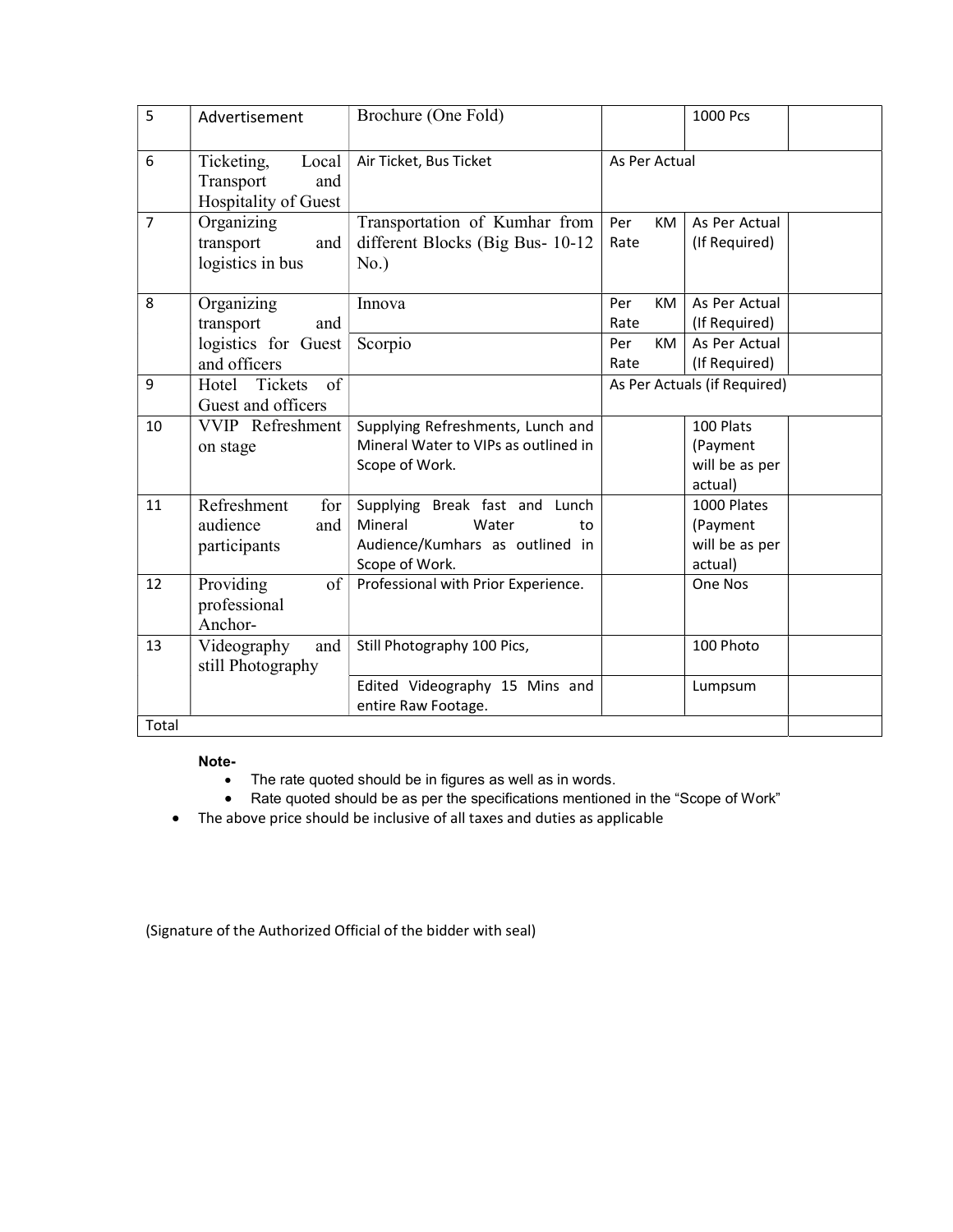| | | | | | |
|---|---|---|---|---|---|
| 5 | Advertisement | Brochure (One Fold) | | 1000 Pcs | |
| 6 | Ticketing, Local Transport and Hospitality of Guest | Air Ticket, Bus Ticket | As Per Actual | | |
| 7 | Organizing transport and logistics in bus | Transportation of Kumhar from different Blocks (Big Bus- 10-12 No.) | Per KM Rate | As Per Actual (If Required) | |
| 8 | Organizing transport and logistics for Guest and officers | Innova | Per KM Rate | As Per Actual (If Required) | |
| | | Scorpio | Per KM Rate | As Per Actual (If Required) | |
| 9 | Hotel Tickets of Guest and officers | | As Per Actuals (if Required) | | |
| 10 | VVIP Refreshment on stage | Supplying Refreshments, Lunch and Mineral Water to VIPs as outlined in Scope of Work. | | 100 Plats (Payment will be as per actual) | |
| 11 | Refreshment for audience and participants | Supplying Break fast and Lunch Mineral Water to Audience/Kumhars as outlined in Scope of Work. | | 1000 Plates (Payment will be as per actual) | |
| 12 | Providing of professional Anchor- | Professional with Prior Experience. | | One Nos | |
| 13 | Videography and still Photography | Still Photography 100 Pics, | | 100 Photo | |
| | | Edited Videography 15 Mins and entire Raw Footage. | | Lumpsum | |
| Total | | | | | |

**Note-**

- The rate quoted should be in figures as well as in words.
- Rate quoted should be as per the specifications mentioned in the "Scope of Work"
- The above price should be inclusive of all taxes and duties as applicable

(Signature of the Authorized Official of the bidder with seal)